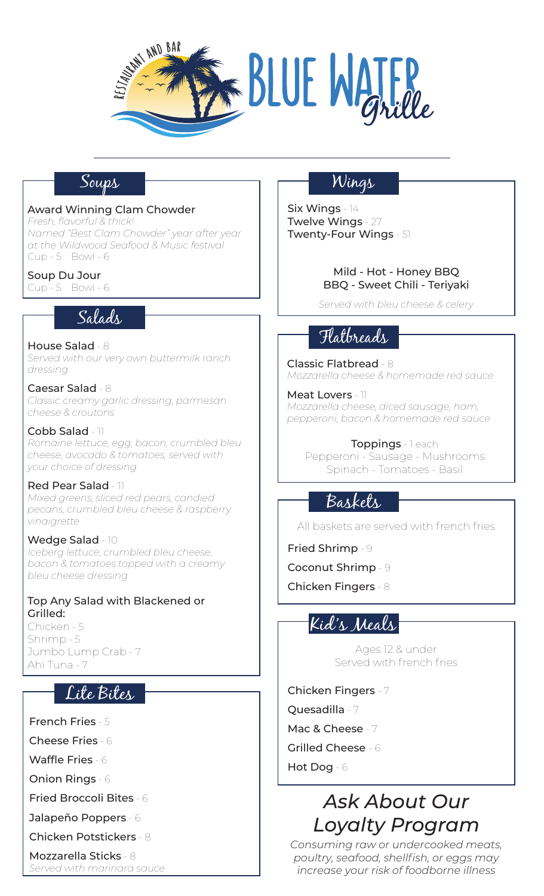# Blue Water Grille

Restaurant and Bar

## Soups

**Award Winning Clam Chowder**
*Fresh, flavorful & thick!*
*Named "Best Clam Chowder" year after year at the Wildwood Seafood & Music festival*
Cup - 5   Bowl - 6

**Soup Du Jour**
Cup - 5   Bowl - 6

## Salads

**House Salad** - 8
*Served with our very own buttermilk ranch dressing*

**Caesar Salad** - 8
*Classic creamy garlic dressing, parmesan cheese & croutons*

**Cobb Salad** - 11
*Romaine lettuce, egg, bacon, crumbled bleu cheese, avocado & tomatoes, served with your choice of dressing*

**Red Pear Salad** - 11
*Mixed greens, sliced red pears, candied pecans, crumbled bleu cheese & raspberry vinaigrette*

**Wedge Salad** - 10
*Iceberg lettuce, crumbled bleu cheese, bacon & tomatoes topped with a creamy bleu cheese dressing*

**Top Any Salad with Blackened or Grilled:**
Chicken - 5
Shrimp - 5
Jumbo Lump Crab - 7
Ahi Tuna - 7

## Lite Bites

**French Fries** - 5

**Cheese Fries** - 6

**Waffle Fries** - 6

**Onion Rings** - 6

**Fried Broccoli Bites** - 6

**Jalapeño Poppers** - 6

**Chicken Potstickers** - 8

**Mozzarella Sticks** - 8
*Served with marinara sauce*

## Wings

**Six Wings** - 14
**Twelve Wings** - 27
**Twenty-Four Wings** - 51

Mild - Hot - Honey BBQ
BBQ - Sweet Chili - Teriyaki

*Served with bleu cheese & celery*

## Flatbreads

**Classic Flatbread** - 8
*Mozzarella cheese & homemade red sauce*

**Meat Lovers** - 11
*Mozzarella cheese, diced sausage, ham, pepperoni, bacon & homemade red sauce*

**Toppings** - 1 each
Pepperoni - Sausage - Mushrooms
Spinach - Tomatoes - Basil

## Baskets

All baskets are served with french fries

**Fried Shrimp** - 9

**Coconut Shrimp** - 9

**Chicken Fingers** - 8

## Kid's Meals

Ages 12 & under
Served with french fries

**Chicken Fingers** - 7

**Quesadilla** - 7

**Mac & Cheese** - 7

**Grilled Cheese** - 6

**Hot Dog** - 6

## *Ask About Our Loyalty Program*

*Consuming raw or undercooked meats, poultry, seafood, shellfish, or eggs may increase your risk of foodborne illness*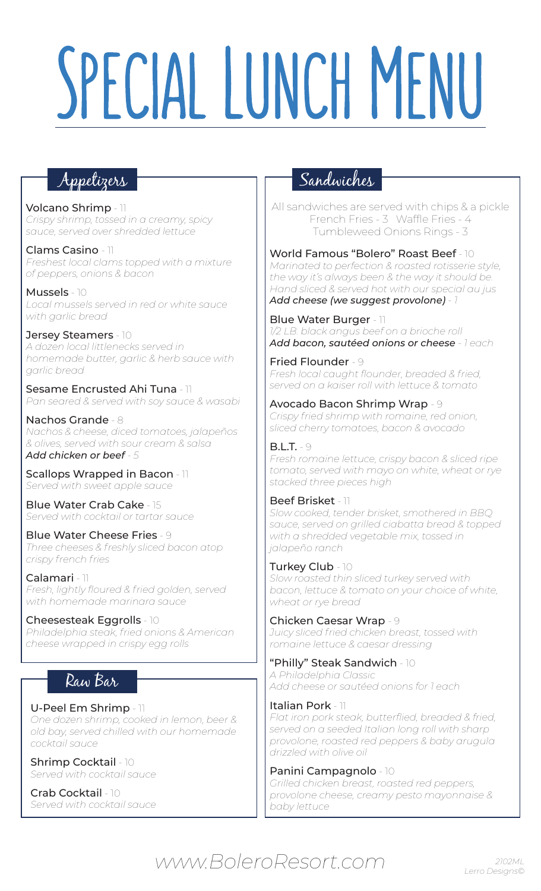# Special Lunch Menu

## Appetizers

**Volcano Shrimp** - 11
*Crispy shrimp, tossed in a creamy, spicy sauce, served over shredded lettuce*

**Clams Casino** - 11
*Freshest local clams topped with a mixture of peppers, onions & bacon*

**Mussels** - 10
*Local mussels served in red or white sauce with garlic bread*

**Jersey Steamers** - 10
*A dozen local littlenecks served in homemade butter, garlic & herb sauce with garlic bread*

**Sesame Encrusted Ahi Tuna** - 11
*Pan seared & served with soy sauce & wasabi*

**Nachos Grande** - 8
*Nachos & cheese, diced tomatoes, jalapeños & olives, served with sour cream & salsa*
***Add chicken or beef*** *- 5*

**Scallops Wrapped in Bacon** - 11
*Served with sweet apple sauce*

**Blue Water Crab Cake** - 15
*Served with cocktail or tartar sauce*

**Blue Water Cheese Fries** - 9
*Three cheeses & freshly sliced bacon atop crispy french fries*

**Calamari** - 11
*Fresh, lightly floured & fried golden, served with homemade marinara sauce*

**Cheesesteak Eggrolls** - 10
*Philadelphia steak, fried onions & American cheese wrapped in crispy egg rolls*

## Raw Bar

**U-Peel Em Shrimp** - 11
*One dozen shrimp, cooked in lemon, beer & old bay, served chilled with our homemade cocktail sauce*

**Shrimp Cocktail** - 10
*Served with cocktail sauce*

**Crab Cocktail** - 10
*Served with cocktail sauce*

## Sandwiches

All sandwiches are served with chips & a pickle
French Fries - 3 Waffle Fries - 4
Tumbleweed Onions Rings - 3

**World Famous "Bolero" Roast Beef** - 10
*Marinated to perfection & roasted rotisserie style, the way it's always been & the way it should be. Hand sliced & served hot with our special au jus*
***Add cheese (we suggest provolone)*** *- 1*

**Blue Water Burger** - 11
*1/2 LB. black angus beef on a brioche roll*
***Add bacon, sautéed onions or cheese*** *- 1 each*

**Fried Flounder** - 9
*Fresh local caught flounder, breaded & fried, served on a kaiser roll with lettuce & tomato*

**Avocado Bacon Shrimp Wrap** - 9
*Crispy fried shrimp with romaine, red onion, sliced cherry tomatoes, bacon & avocado*

**B.L.T.** - 9
*Fresh romaine lettuce, crispy bacon & sliced ripe tomato, served with mayo on white, wheat or rye stacked three pieces high*

**Beef Brisket** - 11
*Slow cooked, tender brisket, smothered in BBQ sauce, served on grilled ciabatta bread & topped with a shredded vegetable mix, tossed in jalapeño ranch*

**Turkey Club** - 10
*Slow roasted thin sliced turkey served with bacon, lettuce & tomato on your choice of white, wheat or rye bread*

**Chicken Caesar Wrap** - 9
*Juicy sliced fried chicken breast, tossed with romaine lettuce & caesar dressing*

**"Philly" Steak Sandwich** - 10
*A Philadelphia Classic*
*Add cheese or sautéed onions for 1 each*

**Italian Pork** - 11
*Flat iron pork steak, butterflied, breaded & fried, served on a seeded Italian long roll with sharp provolone, roasted red peppers & baby arugula drizzled with olive oil*

**Panini Campagnolo** - 10
*Grilled chicken breast, roasted red peppers, provolone cheese, creamy pesto mayonnaise & baby lettuce*

*www.BoleroResort.com*

*2102ML*
*Lerro Designs©*